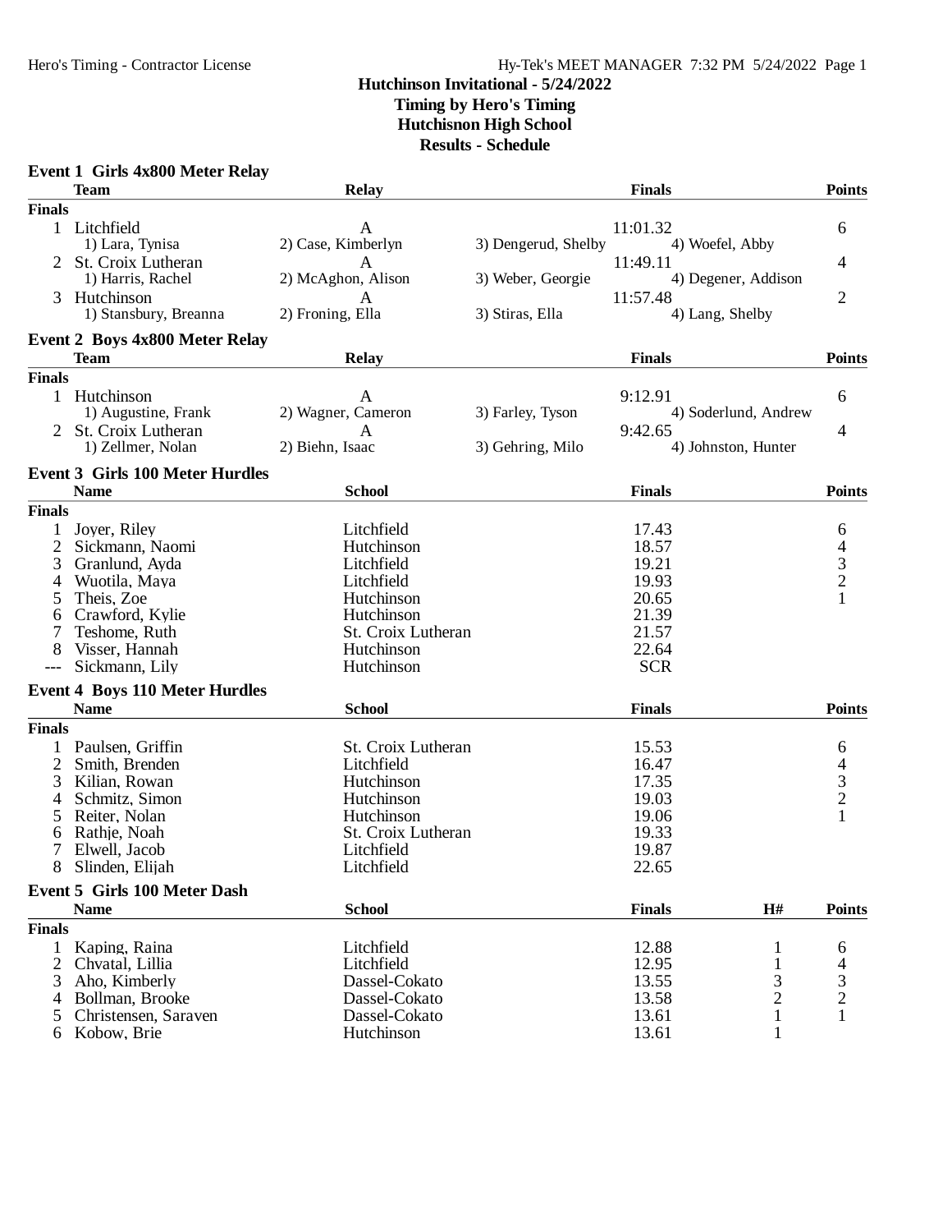# Hutchinson Invitational - 5/24/2022

**Timing by Hero's Timing**

**Hutchisnon High School**

**Results - Schedule**

## Event 1 Girls 4x800 Meter Relay

| | Team | Relay | | Finals | Points |
|---|---|---|---|---|---|
| **Finals** | | | | | |
| 1 | Litchfield | A | | 11:01.32 | 6 |
| | 1) Lara, Tynisa | 2) Case, Kimberlyn | 3) Dengerud, Shelby | 4) Woefel, Abby | |
| 2 | St. Croix Lutheran | A | | 11:49.11 | 4 |
| | 1) Harris, Rachel | 2) McAghon, Alison | 3) Weber, Georgie | 4) Degener, Addison | |
| 3 | Hutchinson | A | | 11:57.48 | 2 |
| | 1) Stansbury, Breanna | 2) Froning, Ella | 3) Stiras, Ella | 4) Lang, Shelby | |

## Event 2 Boys 4x800 Meter Relay

| | Team | Relay | | Finals | Points |
|---|---|---|---|---|---|
| **Finals** | | | | | |
| 1 | Hutchinson | A | | 9:12.91 | 6 |
| | 1) Augustine, Frank | 2) Wagner, Cameron | 3) Farley, Tyson | 4) Soderlund, Andrew | |
| 2 | St. Croix Lutheran | A | | 9:42.65 | 4 |
| | 1) Zellmer, Nolan | 2) Biehn, Isaac | 3) Gehring, Milo | 4) Johnston, Hunter | |

## Event 3 Girls 100 Meter Hurdles

| | Name | School | Finals | Points |
|---|---|---|---|---|
| **Finals** | | | | |
| 1 | Joyer, Riley | Litchfield | 17.43 | 6 |
| 2 | Sickmann, Naomi | Hutchinson | 18.57 | 4 |
| 3 | Granlund, Ayda | Litchfield | 19.21 | 3 |
| 4 | Wuotila, Maya | Litchfield | 19.93 | 2 |
| 5 | Theis, Zoe | Hutchinson | 20.65 | 1 |
| 6 | Crawford, Kylie | Hutchinson | 21.39 | |
| 7 | Teshome, Ruth | St. Croix Lutheran | 21.57 | |
| 8 | Visser, Hannah | Hutchinson | 22.64 | |
| --- | Sickmann, Lily | Hutchinson | SCR | |

## Event 4 Boys 110 Meter Hurdles

| | Name | School | Finals | Points |
|---|---|---|---|---|
| **Finals** | | | | |
| 1 | Paulsen, Griffin | St. Croix Lutheran | 15.53 | 6 |
| 2 | Smith, Brenden | Litchfield | 16.47 | 4 |
| 3 | Kilian, Rowan | Hutchinson | 17.35 | 3 |
| 4 | Schmitz, Simon | Hutchinson | 19.03 | 2 |
| 5 | Reiter, Nolan | Hutchinson | 19.06 | 1 |
| 6 | Rathje, Noah | St. Croix Lutheran | 19.33 | |
| 7 | Elwell, Jacob | Litchfield | 19.87 | |
| 8 | Slinden, Elijah | Litchfield | 22.65 | |

## Event 5 Girls 100 Meter Dash

| | Name | School | Finals | H# | Points |
|---|---|---|---|---|---|
| **Finals** | | | | | |
| 1 | Kaping, Raina | Litchfield | 12.88 | 1 | 6 |
| 2 | Chvatal, Lillia | Litchfield | 12.95 | 1 | 4 |
| 3 | Aho, Kimberly | Dassel-Cokato | 13.55 | 3 | 3 |
| 4 | Bollman, Brooke | Dassel-Cokato | 13.58 | 2 | 2 |
| 5 | Christensen, Saraven | Dassel-Cokato | 13.61 | 1 | 1 |
| 6 | Kobow, Brie | Hutchinson | 13.61 | 1 | |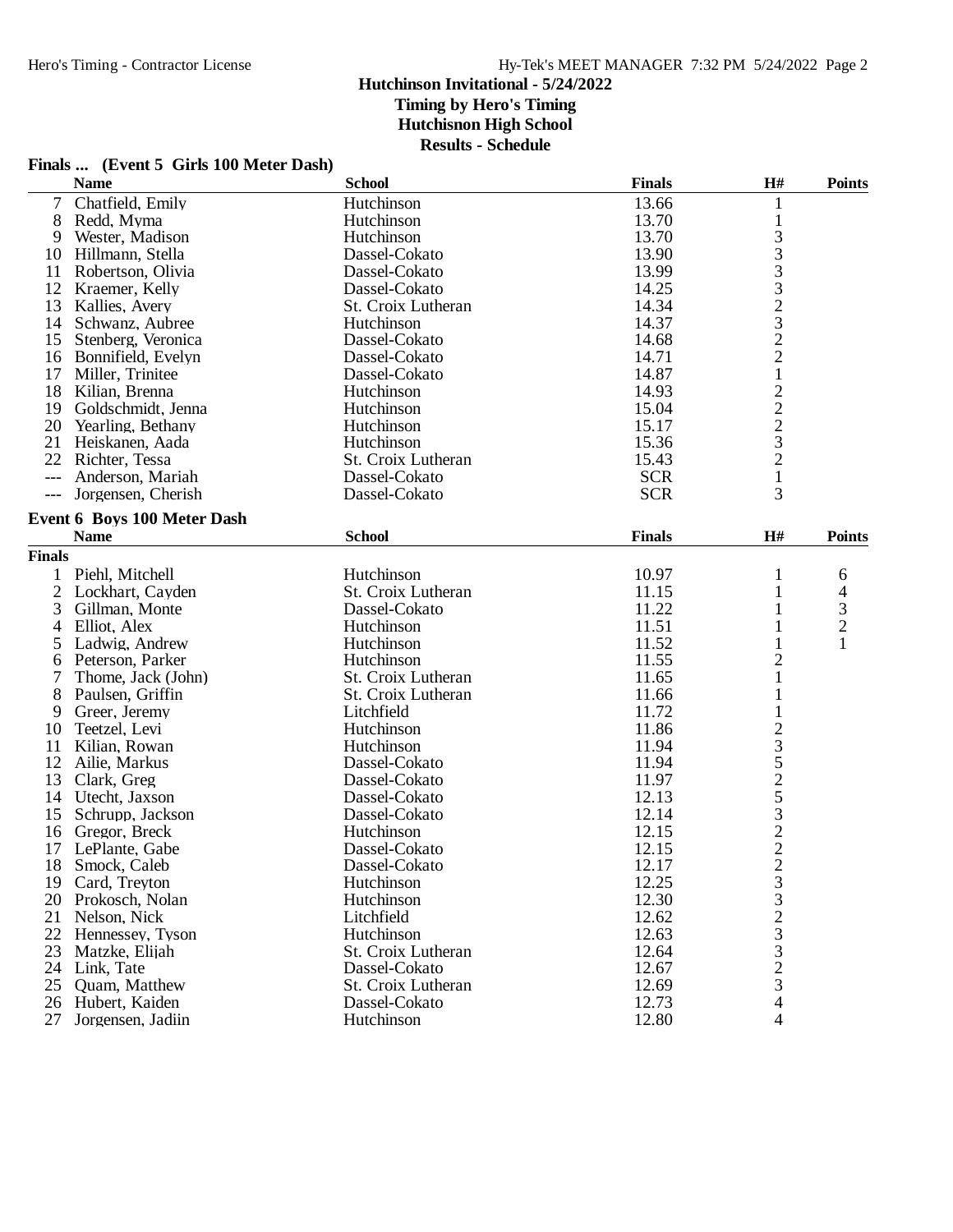# Hutchinson Invitational - 5/24/2022

**Timing by Hero's Timing**

**Hutchisnon High School**

**Results - Schedule**

### Finals ... (Event 5 Girls 100 Meter Dash)

| | Name | School | Finals | H# | Points |
|---|---|---|---|---|---|
| 7 | Chatfield, Emily | Hutchinson | 13.66 | 1 | |
| 8 | Redd, Myma | Hutchinson | 13.70 | 1 | |
| 9 | Wester, Madison | Hutchinson | 13.70 | 3 | |
| 10 | Hillmann, Stella | Dassel-Cokato | 13.90 | 3 | |
| 11 | Robertson, Olivia | Dassel-Cokato | 13.99 | 3 | |
| 12 | Kraemer, Kelly | Dassel-Cokato | 14.25 | 3 | |
| 13 | Kallies, Avery | St. Croix Lutheran | 14.34 | 2 | |
| 14 | Schwanz, Aubree | Hutchinson | 14.37 | 3 | |
| 15 | Stenberg, Veronica | Dassel-Cokato | 14.68 | 2 | |
| 16 | Bonnifield, Evelyn | Dassel-Cokato | 14.71 | 2 | |
| 17 | Miller, Trinitee | Dassel-Cokato | 14.87 | 1 | |
| 18 | Kilian, Brenna | Hutchinson | 14.93 | 2 | |
| 19 | Goldschmidt, Jenna | Hutchinson | 15.04 | 2 | |
| 20 | Yearling, Bethany | Hutchinson | 15.17 | 2 | |
| 21 | Heiskanen, Aada | Hutchinson | 15.36 | 3 | |
| 22 | Richter, Tessa | St. Croix Lutheran | 15.43 | 2 | |
| --- | Anderson, Mariah | Dassel-Cokato | SCR | 1 | |
| --- | Jorgensen, Cherish | Dassel-Cokato | SCR | 3 | |

### Event 6 Boys 100 Meter Dash

| | Name | School | Finals | H# | Points |
|---|---|---|---|---|---|
| **Finals** | | | | | |
| 1 | Piehl, Mitchell | Hutchinson | 10.97 | 1 | 6 |
| 2 | Lockhart, Cayden | St. Croix Lutheran | 11.15 | 1 | 4 |
| 3 | Gillman, Monte | Dassel-Cokato | 11.22 | 1 | 3 |
| 4 | Elliot, Alex | Hutchinson | 11.51 | 1 | 2 |
| 5 | Ladwig, Andrew | Hutchinson | 11.52 | 1 | 1 |
| 6 | Peterson, Parker | Hutchinson | 11.55 | 2 | |
| 7 | Thome, Jack (John) | St. Croix Lutheran | 11.65 | 1 | |
| 8 | Paulsen, Griffin | St. Croix Lutheran | 11.66 | 1 | |
| 9 | Greer, Jeremy | Litchfield | 11.72 | 1 | |
| 10 | Teetzel, Levi | Hutchinson | 11.86 | 2 | |
| 11 | Kilian, Rowan | Hutchinson | 11.94 | 3 | |
| 12 | Ailie, Markus | Dassel-Cokato | 11.94 | 5 | |
| 13 | Clark, Greg | Dassel-Cokato | 11.97 | 2 | |
| 14 | Utecht, Jaxson | Dassel-Cokato | 12.13 | 5 | |
| 15 | Schrupp, Jackson | Dassel-Cokato | 12.14 | 3 | |
| 16 | Gregor, Breck | Hutchinson | 12.15 | 2 | |
| 17 | LePlante, Gabe | Dassel-Cokato | 12.15 | 2 | |
| 18 | Smock, Caleb | Dassel-Cokato | 12.17 | 2 | |
| 19 | Card, Treyton | Hutchinson | 12.25 | 3 | |
| 20 | Prokosch, Nolan | Hutchinson | 12.30 | 3 | |
| 21 | Nelson, Nick | Litchfield | 12.62 | 2 | |
| 22 | Hennessey, Tyson | Hutchinson | 12.63 | 3 | |
| 23 | Matzke, Elijah | St. Croix Lutheran | 12.64 | 3 | |
| 24 | Link, Tate | Dassel-Cokato | 12.67 | 2 | |
| 25 | Quam, Matthew | St. Croix Lutheran | 12.69 | 3 | |
| 26 | Hubert, Kaiden | Dassel-Cokato | 12.73 | 4 | |
| 27 | Jorgensen, Jadiin | Hutchinson | 12.80 | 4 | |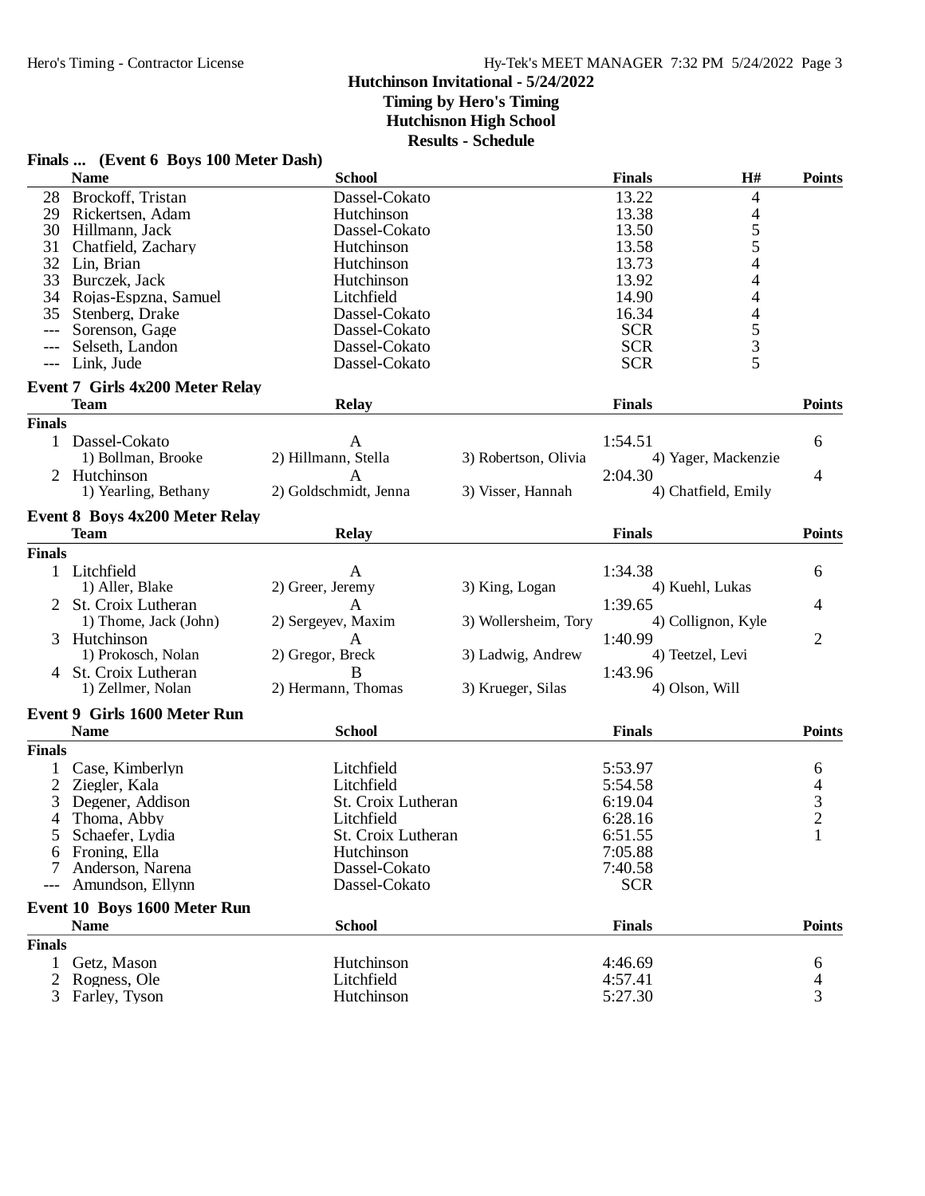# Hutchinson Invitational - 5/24/2022

**Timing by Hero's Timing**
**Hutchisnon High School**
**Results - Schedule**

### Finals ... (Event 6 Boys 100 Meter Dash)

| | Name | School | Finals | H# | Points |
|---|---|---|---|---|---|
| 28 | Brockoff, Tristan | Dassel-Cokato | 13.22 | 4 | |
| 29 | Rickertsen, Adam | Hutchinson | 13.38 | 4 | |
| 30 | Hillmann, Jack | Dassel-Cokato | 13.50 | 5 | |
| 31 | Chatfield, Zachary | Hutchinson | 13.58 | 5 | |
| 32 | Lin, Brian | Hutchinson | 13.73 | 4 | |
| 33 | Burczek, Jack | Hutchinson | 13.92 | 4 | |
| 34 | Rojas-Espzna, Samuel | Litchfield | 14.90 | 4 | |
| 35 | Stenberg, Drake | Dassel-Cokato | 16.34 | 4 | |
| --- | Sorenson, Gage | Dassel-Cokato | SCR | 5 | |
| --- | Selseth, Landon | Dassel-Cokato | SCR | 3 | |
| --- | Link, Jude | Dassel-Cokato | SCR | 5 | |

### Event 7 Girls 4x200 Meter Relay

| | Team | Relay | Finals | Points |
|---|---|---|---|---|
| **Finals** | | | | |
| 1 | Dassel-Cokato | A | 1:54.51 | 6 |
| | 1) Bollman, Brooke; 2) Hillmann, Stella; 3) Robertson, Olivia; 4) Yager, Mackenzie | | | |
| 2 | Hutchinson | A | 2:04.30 | 4 |
| | 1) Yearling, Bethany; 2) Goldschmidt, Jenna; 3) Visser, Hannah; 4) Chatfield, Emily | | | |

### Event 8 Boys 4x200 Meter Relay

| | Team | Relay | Finals | Points |
|---|---|---|---|---|
| **Finals** | | | | |
| 1 | Litchfield | A | 1:34.38 | 6 |
| | 1) Aller, Blake; 2) Greer, Jeremy; 3) King, Logan; 4) Kuehl, Lukas | | | |
| 2 | St. Croix Lutheran | A | 1:39.65 | 4 |
| | 1) Thome, Jack (John); 2) Sergeyev, Maxim; 3) Wollersheim, Tory; 4) Collignon, Kyle | | | |
| 3 | Hutchinson | A | 1:40.99 | 2 |
| | 1) Prokosch, Nolan; 2) Gregor, Breck; 3) Ladwig, Andrew; 4) Teetzel, Levi | | | |
| 4 | St. Croix Lutheran | B | 1:43.96 | |
| | 1) Zellmer, Nolan; 2) Hermann, Thomas; 3) Krueger, Silas; 4) Olson, Will | | | |

### Event 9 Girls 1600 Meter Run

| | Name | School | Finals | Points |
|---|---|---|---|---|
| **Finals** | | | | |
| 1 | Case, Kimberlyn | Litchfield | 5:53.97 | 6 |
| 2 | Ziegler, Kala | Litchfield | 5:54.58 | 4 |
| 3 | Degener, Addison | St. Croix Lutheran | 6:19.04 | 3 |
| 4 | Thoma, Abby | Litchfield | 6:28.16 | 2 |
| 5 | Schaefer, Lydia | St. Croix Lutheran | 6:51.55 | 1 |
| 6 | Froning, Ella | Hutchinson | 7:05.88 | |
| 7 | Anderson, Narena | Dassel-Cokato | 7:40.58 | |
| --- | Amundson, Ellynn | Dassel-Cokato | SCR | |

### Event 10 Boys 1600 Meter Run

| | Name | School | Finals | Points |
|---|---|---|---|---|
| **Finals** | | | | |
| 1 | Getz, Mason | Hutchinson | 4:46.69 | 6 |
| 2 | Rogness, Ole | Litchfield | 4:57.41 | 4 |
| 3 | Farley, Tyson | Hutchinson | 5:27.30 | 3 |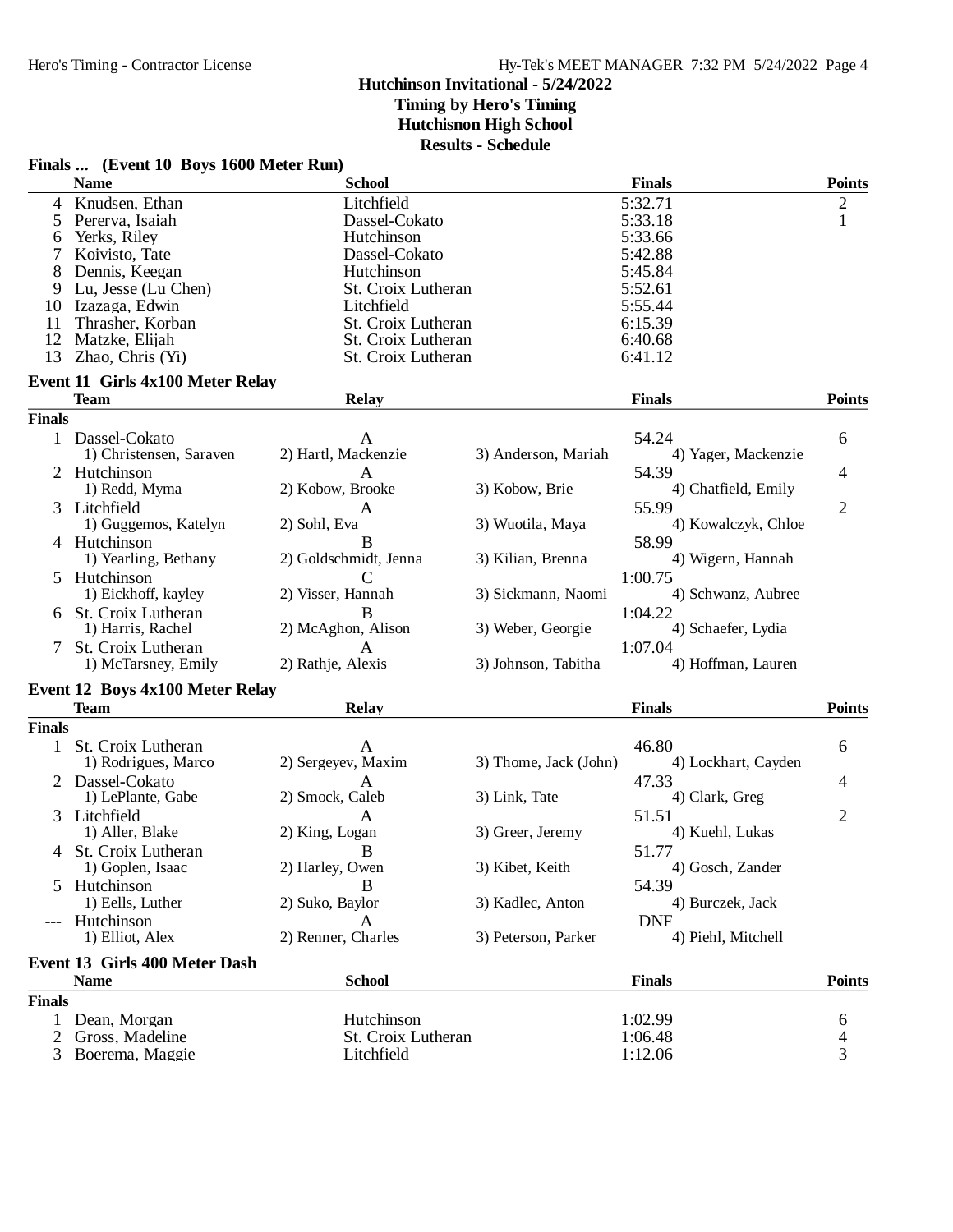## Hutchinson Invitational - 5/24/2022
**Timing by Hero's Timing**
**Hutchisnon High School**
**Results - Schedule**

### Finals ... (Event 10 Boys 1600 Meter Run)

| | Name | School | Finals | Points |
|---|---|---|---|---|
| 4 | Knudsen, Ethan | Litchfield | 5:32.71 | 2 |
| 5 | Pererva, Isaiah | Dassel-Cokato | 5:33.18 | 1 |
| 6 | Yerks, Riley | Hutchinson | 5:33.66 | |
| 7 | Koivisto, Tate | Dassel-Cokato | 5:42.88 | |
| 8 | Dennis, Keegan | Hutchinson | 5:45.84 | |
| 9 | Lu, Jesse (Lu Chen) | St. Croix Lutheran | 5:52.61 | |
| 10 | Izazaga, Edwin | Litchfield | 5:55.44 | |
| 11 | Thrasher, Korban | St. Croix Lutheran | 6:15.39 | |
| 12 | Matzke, Elijah | St. Croix Lutheran | 6:40.68 | |
| 13 | Zhao, Chris (Yi) | St. Croix Lutheran | 6:41.12 | |

### Event 11 Girls 4x100 Meter Relay

| | Team | Relay | | Finals | Points |
|---|---|---|---|---|---|
| **Finals** | | | | | |
| 1 | Dassel-Cokato | A | | 54.24 | 6 |
| | 1) Christensen, Saraven | 2) Hartl, Mackenzie | 3) Anderson, Mariah | 4) Yager, Mackenzie | |
| 2 | Hutchinson | A | | 54.39 | 4 |
| | 1) Redd, Myma | 2) Kobow, Brooke | 3) Kobow, Brie | 4) Chatfield, Emily | |
| 3 | Litchfield | A | | 55.99 | 2 |
| | 1) Guggemos, Katelyn | 2) Sohl, Eva | 3) Wuotila, Maya | 4) Kowalczyk, Chloe | |
| 4 | Hutchinson | B | | 58.99 | |
| | 1) Yearling, Bethany | 2) Goldschmidt, Jenna | 3) Kilian, Brenna | 4) Wigern, Hannah | |
| 5 | Hutchinson | C | | 1:00.75 | |
| | 1) Eickhoff, kayley | 2) Visser, Hannah | 3) Sickmann, Naomi | 4) Schwanz, Aubree | |
| 6 | St. Croix Lutheran | B | | 1:04.22 | |
| | 1) Harris, Rachel | 2) McAghon, Alison | 3) Weber, Georgie | 4) Schaefer, Lydia | |
| 7 | St. Croix Lutheran | A | | 1:07.04 | |
| | 1) McTarsney, Emily | 2) Rathje, Alexis | 3) Johnson, Tabitha | 4) Hoffman, Lauren | |

### Event 12 Boys 4x100 Meter Relay

| | Team | Relay | | Finals | Points |
|---|---|---|---|---|---|
| **Finals** | | | | | |
| 1 | St. Croix Lutheran | A | | 46.80 | 6 |
| | 1) Rodrigues, Marco | 2) Sergeyev, Maxim | 3) Thome, Jack (John) | 4) Lockhart, Cayden | |
| 2 | Dassel-Cokato | A | | 47.33 | 4 |
| | 1) LePlante, Gabe | 2) Smock, Caleb | 3) Link, Tate | 4) Clark, Greg | |
| 3 | Litchfield | A | | 51.51 | 2 |
| | 1) Aller, Blake | 2) King, Logan | 3) Greer, Jeremy | 4) Kuehl, Lukas | |
| 4 | St. Croix Lutheran | B | | 51.77 | |
| | 1) Goplen, Isaac | 2) Harley, Owen | 3) Kibet, Keith | 4) Gosch, Zander | |
| 5 | Hutchinson | B | | 54.39 | |
| | 1) Eells, Luther | 2) Suko, Baylor | 3) Kadlec, Anton | 4) Burczek, Jack | |
| --- | Hutchinson | A | | DNF | |
| | 1) Elliot, Alex | 2) Renner, Charles | 3) Peterson, Parker | 4) Piehl, Mitchell | |

### Event 13 Girls 400 Meter Dash

| | Name | School | Finals | Points |
|---|---|---|---|---|
| **Finals** | | | | |
| 1 | Dean, Morgan | Hutchinson | 1:02.99 | 6 |
| 2 | Gross, Madeline | St. Croix Lutheran | 1:06.48 | 4 |
| 3 | Boerema, Maggie | Litchfield | 1:12.06 | 3 |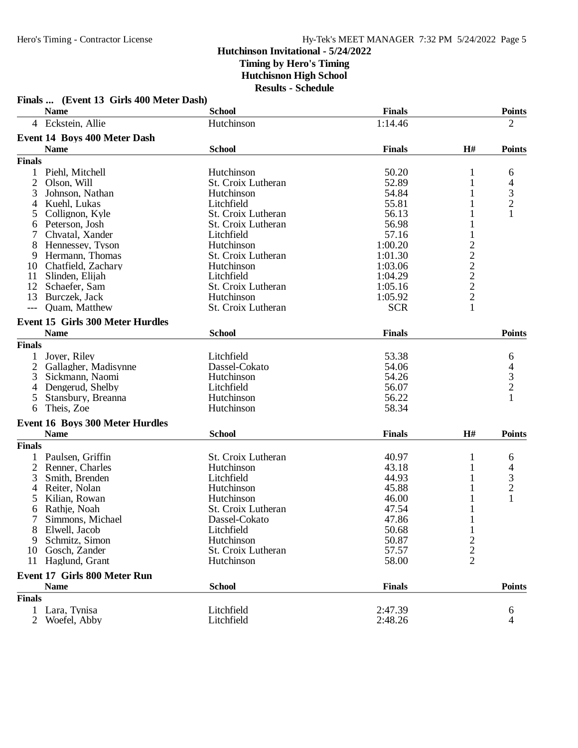# Hutchinson Invitational - 5/24/2022

**Timing by Hero's Timing**
**Hutchisnon High School**
**Results - Schedule**

### Finals ... (Event 13 Girls 400 Meter Dash)

| | Name | School | Finals | Points |
|---|---|---|---|---|
| 4 | Eckstein, Allie | Hutchinson | 1:14.46 | 2 |

### Event 14 Boys 400 Meter Dash

| | Name | School | Finals | H# | Points |
|---|---|---|---|---|---|
| **Finals** | | | | | |
| 1 | Piehl, Mitchell | Hutchinson | 50.20 | 1 | 6 |
| 2 | Olson, Will | St. Croix Lutheran | 52.89 | 1 | 4 |
| 3 | Johnson, Nathan | Hutchinson | 54.84 | 1 | 3 |
| 4 | Kuehl, Lukas | Litchfield | 55.81 | 1 | 2 |
| 5 | Collignon, Kyle | St. Croix Lutheran | 56.13 | 1 | 1 |
| 6 | Peterson, Josh | St. Croix Lutheran | 56.98 | 1 | |
| 7 | Chvatal, Xander | Litchfield | 57.16 | 1 | |
| 8 | Hennessey, Tyson | Hutchinson | 1:00.20 | 2 | |
| 9 | Hermann, Thomas | St. Croix Lutheran | 1:01.30 | 2 | |
| 10 | Chatfield, Zachary | Hutchinson | 1:03.06 | 2 | |
| 11 | Slinden, Elijah | Litchfield | 1:04.29 | 2 | |
| 12 | Schaefer, Sam | St. Croix Lutheran | 1:05.16 | 2 | |
| 13 | Burczek, Jack | Hutchinson | 1:05.92 | 2 | |
| --- | Quam, Matthew | St. Croix Lutheran | SCR | 1 | |

### Event 15 Girls 300 Meter Hurdles

| | Name | School | Finals | Points |
|---|---|---|---|---|
| **Finals** | | | | |
| 1 | Joyer, Riley | Litchfield | 53.38 | 6 |
| 2 | Gallagher, Madisynne | Dassel-Cokato | 54.06 | 4 |
| 3 | Sickmann, Naomi | Hutchinson | 54.26 | 3 |
| 4 | Dengerud, Shelby | Litchfield | 56.07 | 2 |
| 5 | Stansbury, Breanna | Hutchinson | 56.22 | 1 |
| 6 | Theis, Zoe | Hutchinson | 58.34 | |

### Event 16 Boys 300 Meter Hurdles

| | Name | School | Finals | H# | Points |
|---|---|---|---|---|---|
| **Finals** | | | | | |
| 1 | Paulsen, Griffin | St. Croix Lutheran | 40.97 | 1 | 6 |
| 2 | Renner, Charles | Hutchinson | 43.18 | 1 | 4 |
| 3 | Smith, Brenden | Litchfield | 44.93 | 1 | 3 |
| 4 | Reiter, Nolan | Hutchinson | 45.88 | 1 | 2 |
| 5 | Kilian, Rowan | Hutchinson | 46.00 | 1 | 1 |
| 6 | Rathje, Noah | St. Croix Lutheran | 47.54 | 1 | |
| 7 | Simmons, Michael | Dassel-Cokato | 47.86 | 1 | |
| 8 | Elwell, Jacob | Litchfield | 50.68 | 1 | |
| 9 | Schmitz, Simon | Hutchinson | 50.87 | 2 | |
| 10 | Gosch, Zander | St. Croix Lutheran | 57.57 | 2 | |
| 11 | Haglund, Grant | Hutchinson | 58.00 | 2 | |

### Event 17 Girls 800 Meter Run

| | Name | School | Finals | Points |
|---|---|---|---|---|
| **Finals** | | | | |
| 1 | Lara, Tynisa | Litchfield | 2:47.39 | 6 |
| 2 | Woefel, Abby | Litchfield | 2:48.26 | 4 |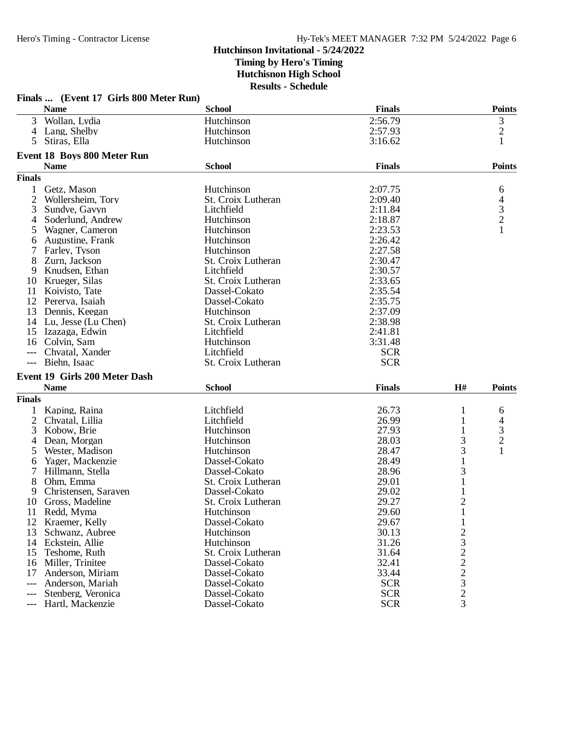## Hutchinson Invitational - 5/24/2022

**Timing by Hero's Timing**
**Hutchisnon High School**
**Results - Schedule**

### Finals ... (Event 17 Girls 800 Meter Run)

| | Name | School | Finals | Points |
|---|---|---|---|---|
| 3 | Wollan, Lydia | Hutchinson | 2:56.79 | 3 |
| 4 | Lang, Shelby | Hutchinson | 2:57.93 | 2 |
| 5 | Stiras, Ella | Hutchinson | 3:16.62 | 1 |

### Event 18 Boys 800 Meter Run

| | Name | School | Finals | Points |
|---|---|---|---|---|
| **Finals** | | | | |
| 1 | Getz, Mason | Hutchinson | 2:07.75 | 6 |
| 2 | Wollersheim, Tory | St. Croix Lutheran | 2:09.40 | 4 |
| 3 | Sundve, Gavyn | Litchfield | 2:11.84 | 3 |
| 4 | Soderlund, Andrew | Hutchinson | 2:18.87 | 2 |
| 5 | Wagner, Cameron | Hutchinson | 2:23.53 | 1 |
| 6 | Augustine, Frank | Hutchinson | 2:26.42 | |
| 7 | Farley, Tyson | Hutchinson | 2:27.58 | |
| 8 | Zurn, Jackson | St. Croix Lutheran | 2:30.47 | |
| 9 | Knudsen, Ethan | Litchfield | 2:30.57 | |
| 10 | Krueger, Silas | St. Croix Lutheran | 2:33.65 | |
| 11 | Koivisto, Tate | Dassel-Cokato | 2:35.54 | |
| 12 | Pererva, Isaiah | Dassel-Cokato | 2:35.75 | |
| 13 | Dennis, Keegan | Hutchinson | 2:37.09 | |
| 14 | Lu, Jesse (Lu Chen) | St. Croix Lutheran | 2:38.98 | |
| 15 | Izazaga, Edwin | Litchfield | 2:41.81 | |
| 16 | Colvin, Sam | Hutchinson | 3:31.48 | |
| --- | Chvatal, Xander | Litchfield | SCR | |
| --- | Biehn, Isaac | St. Croix Lutheran | SCR | |

### Event 19 Girls 200 Meter Dash

| | Name | School | Finals | H# | Points |
|---|---|---|---|---|---|
| **Finals** | | | | | |
| 1 | Kaping, Raina | Litchfield | 26.73 | 1 | 6 |
| 2 | Chvatal, Lillia | Litchfield | 26.99 | 1 | 4 |
| 3 | Kobow, Brie | Hutchinson | 27.93 | 1 | 3 |
| 4 | Dean, Morgan | Hutchinson | 28.03 | 3 | 2 |
| 5 | Wester, Madison | Hutchinson | 28.47 | 3 | 1 |
| 6 | Yager, Mackenzie | Dassel-Cokato | 28.49 | 1 | |
| 7 | Hillmann, Stella | Dassel-Cokato | 28.96 | 3 | |
| 8 | Ohm, Emma | St. Croix Lutheran | 29.01 | 1 | |
| 9 | Christensen, Saraven | Dassel-Cokato | 29.02 | 1 | |
| 10 | Gross, Madeline | St. Croix Lutheran | 29.27 | 2 | |
| 11 | Redd, Myma | Hutchinson | 29.60 | 1 | |
| 12 | Kraemer, Kelly | Dassel-Cokato | 29.67 | 1 | |
| 13 | Schwanz, Aubree | Hutchinson | 30.13 | 2 | |
| 14 | Eckstein, Allie | Hutchinson | 31.26 | 3 | |
| 15 | Teshome, Ruth | St. Croix Lutheran | 31.64 | 2 | |
| 16 | Miller, Trinitee | Dassel-Cokato | 32.41 | 2 | |
| 17 | Anderson, Miriam | Dassel-Cokato | 33.44 | 2 | |
| --- | Anderson, Mariah | Dassel-Cokato | SCR | 3 | |
| --- | Stenberg, Veronica | Dassel-Cokato | SCR | 2 | |
| --- | Hartl, Mackenzie | Dassel-Cokato | SCR | 3 | |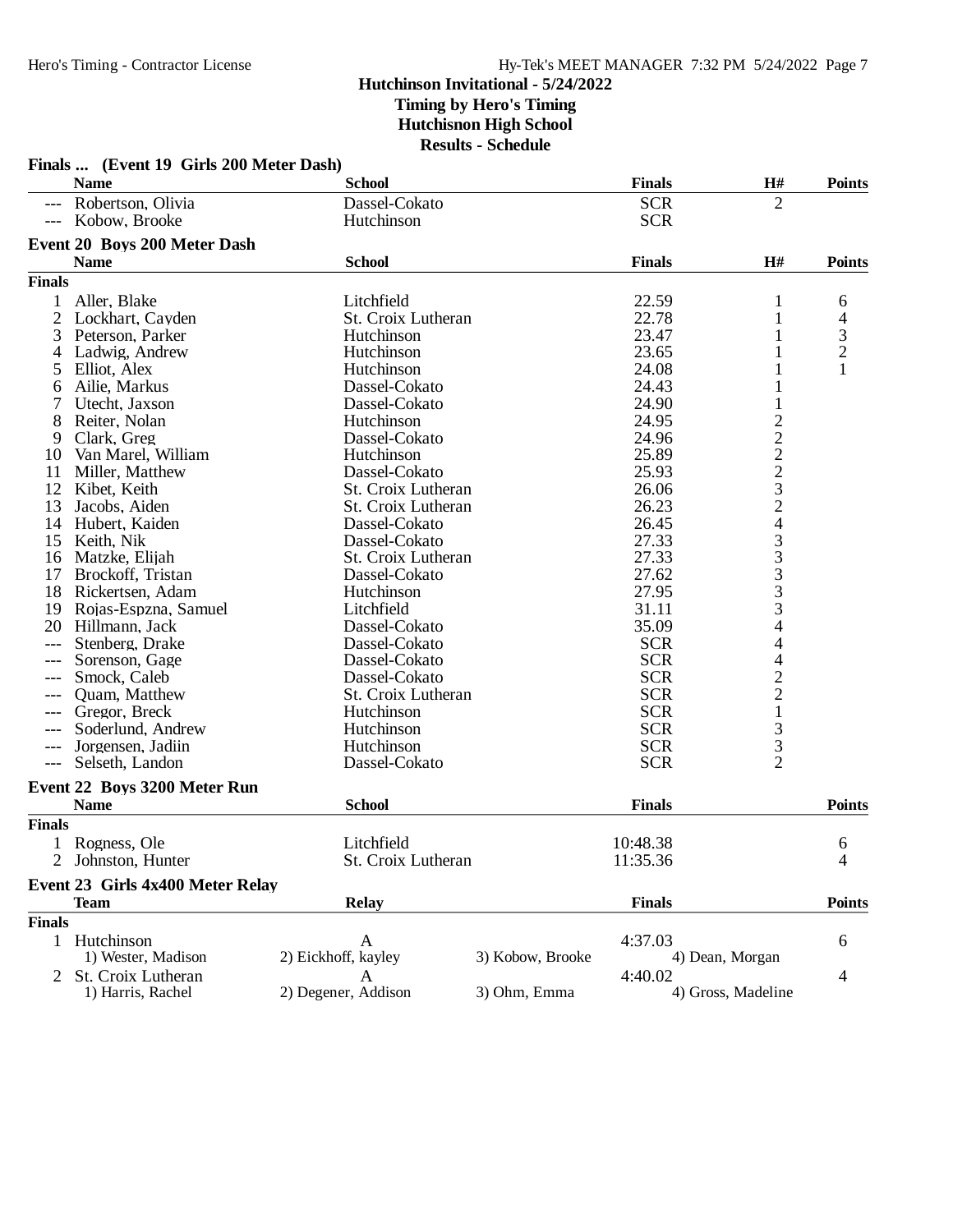## Hutchinson Invitational - 5/24/2022
**Timing by Hero's Timing**
**Hutchisnon High School**
**Results - Schedule**

### Finals ... (Event 19 Girls 200 Meter Dash)

| | Name | School | Finals | H# | Points |
|---|---|---|---|---|---|
| --- | Robertson, Olivia | Dassel-Cokato | SCR | 2 | |
| --- | Kobow, Brooke | Hutchinson | SCR | | |

### Event 20 Boys 200 Meter Dash

| | Name | School | Finals | H# | Points |
|---|---|---|---|---|---|
| **Finals** | | | | | |
| 1 | Aller, Blake | Litchfield | 22.59 | 1 | 6 |
| 2 | Lockhart, Cayden | St. Croix Lutheran | 22.78 | 1 | 4 |
| 3 | Peterson, Parker | Hutchinson | 23.47 | 1 | 3 |
| 4 | Ladwig, Andrew | Hutchinson | 23.65 | 1 | 2 |
| 5 | Elliot, Alex | Hutchinson | 24.08 | 1 | 1 |
| 6 | Ailie, Markus | Dassel-Cokato | 24.43 | 1 | |
| 7 | Utecht, Jaxson | Dassel-Cokato | 24.90 | 1 | |
| 8 | Reiter, Nolan | Hutchinson | 24.95 | 2 | |
| 9 | Clark, Greg | Dassel-Cokato | 24.96 | 2 | |
| 10 | Van Marel, William | Hutchinson | 25.89 | 2 | |
| 11 | Miller, Matthew | Dassel-Cokato | 25.93 | 2 | |
| 12 | Kibet, Keith | St. Croix Lutheran | 26.06 | 3 | |
| 13 | Jacobs, Aiden | St. Croix Lutheran | 26.23 | 2 | |
| 14 | Hubert, Kaiden | Dassel-Cokato | 26.45 | 4 | |
| 15 | Keith, Nik | Dassel-Cokato | 27.33 | 3 | |
| 16 | Matzke, Elijah | St. Croix Lutheran | 27.33 | 3 | |
| 17 | Brockoff, Tristan | Dassel-Cokato | 27.62 | 3 | |
| 18 | Rickertsen, Adam | Hutchinson | 27.95 | 3 | |
| 19 | Rojas-Espzna, Samuel | Litchfield | 31.11 | 3 | |
| 20 | Hillmann, Jack | Dassel-Cokato | 35.09 | 4 | |
| --- | Stenberg, Drake | Dassel-Cokato | SCR | 4 | |
| --- | Sorenson, Gage | Dassel-Cokato | SCR | 4 | |
| --- | Smock, Caleb | Dassel-Cokato | SCR | 2 | |
| --- | Quam, Matthew | St. Croix Lutheran | SCR | 2 | |
| --- | Gregor, Breck | Hutchinson | SCR | 1 | |
| --- | Soderlund, Andrew | Hutchinson | SCR | 3 | |
| --- | Jorgensen, Jadiin | Hutchinson | SCR | 3 | |
| --- | Selseth, Landon | Dassel-Cokato | SCR | 2 | |

### Event 22 Boys 3200 Meter Run

| | Name | School | Finals | Points |
|---|---|---|---|---|
| **Finals** | | | | |
| 1 | Rogness, Ole | Litchfield | 10:48.38 | 6 |
| 2 | Johnston, Hunter | St. Croix Lutheran | 11:35.36 | 4 |

### Event 23 Girls 4x400 Meter Relay

| | Team | Relay | Finals | Points |
|---|---|---|---|---|
| **Finals** | | | | |
| 1 | Hutchinson | A | 4:37.03 | 6 |
| | 1) Wester, Madison | 2) Eickhoff, kayley | 3) Kobow, Brooke | 4) Dean, Morgan |
| 2 | St. Croix Lutheran | A | 4:40.02 | 4 |
| | 1) Harris, Rachel | 2) Degener, Addison | 3) Ohm, Emma | 4) Gross, Madeline |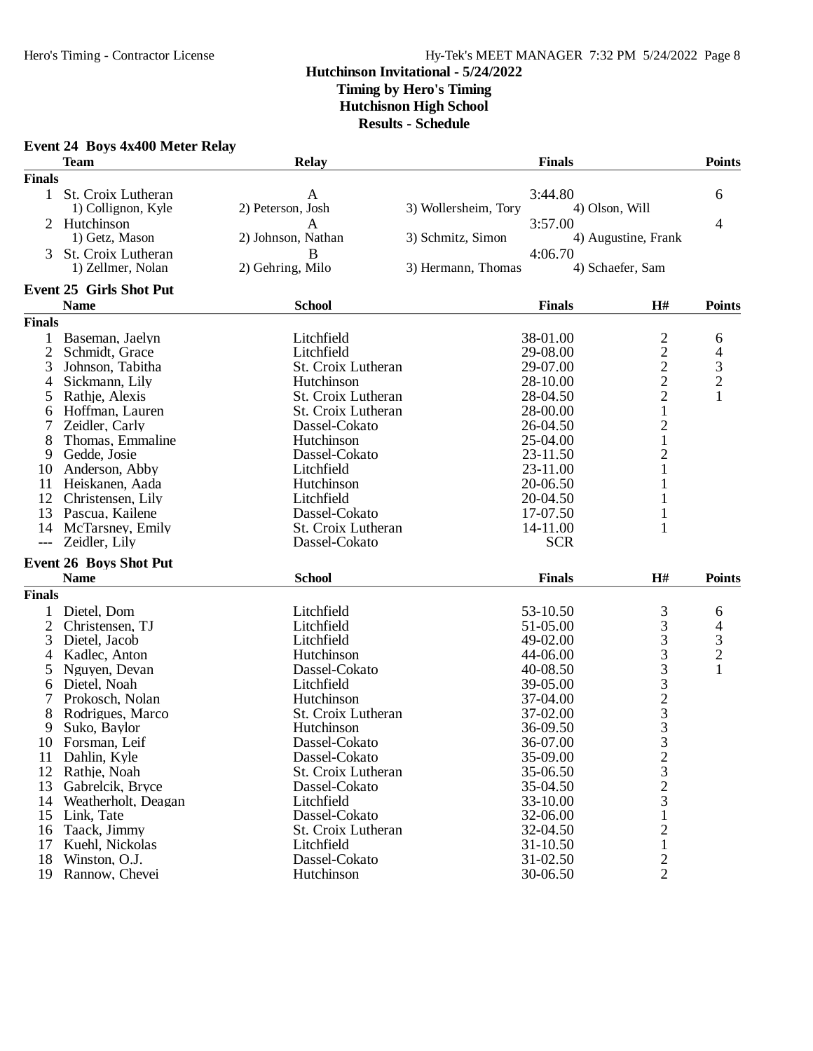# Hutchinson Invitational - 5/24/2022

**Timing by Hero's Timing**
**Hutchisnon High School**
**Results - Schedule**

## Event 24 Boys 4x400 Meter Relay

| | Team | Relay | Finals | Points |
|---|---|---|---|---|
| **Finals** | | | | |
| 1 | St. Croix Lutheran | A | 3:44.80 | 6 |
| | 1) Collignon, Kyle; 2) Peterson, Josh; 3) Wollersheim, Tory; 4) Olson, Will | | | |
| 2 | Hutchinson | A | 3:57.00 | 4 |
| | 1) Getz, Mason; 2) Johnson, Nathan; 3) Schmitz, Simon; 4) Augustine, Frank | | | |
| 3 | St. Croix Lutheran | B | 4:06.70 | |
| | 1) Zellmer, Nolan; 2) Gehring, Milo; 3) Hermann, Thomas; 4) Schaefer, Sam | | | |

## Event 25 Girls Shot Put

| | Name | School | Finals | H# | Points |
|---|---|---|---|---|---|
| **Finals** | | | | | |
| 1 | Baseman, Jaelyn | Litchfield | 38-01.00 | 2 | 6 |
| 2 | Schmidt, Grace | Litchfield | 29-08.00 | 2 | 4 |
| 3 | Johnson, Tabitha | St. Croix Lutheran | 29-07.00 | 2 | 3 |
| 4 | Sickmann, Lily | Hutchinson | 28-10.00 | 2 | 2 |
| 5 | Rathje, Alexis | St. Croix Lutheran | 28-04.50 | 2 | 1 |
| 6 | Hoffman, Lauren | St. Croix Lutheran | 28-00.00 | 1 | |
| 7 | Zeidler, Carly | Dassel-Cokato | 26-04.50 | 2 | |
| 8 | Thomas, Emmaline | Hutchinson | 25-04.00 | 1 | |
| 9 | Gedde, Josie | Dassel-Cokato | 23-11.50 | 2 | |
| 10 | Anderson, Abby | Litchfield | 23-11.00 | 1 | |
| 11 | Heiskanen, Aada | Hutchinson | 20-06.50 | 1 | |
| 12 | Christensen, Lily | Litchfield | 20-04.50 | 1 | |
| 13 | Pascua, Kailene | Dassel-Cokato | 17-07.50 | 1 | |
| 14 | McTarsney, Emily | St. Croix Lutheran | 14-11.00 | 1 | |
| --- | Zeidler, Lily | Dassel-Cokato | SCR | | |

## Event 26 Boys Shot Put

| | Name | School | Finals | H# | Points |
|---|---|---|---|---|---|
| **Finals** | | | | | |
| 1 | Dietel, Dom | Litchfield | 53-10.50 | 3 | 6 |
| 2 | Christensen, TJ | Litchfield | 51-05.00 | 3 | 4 |
| 3 | Dietel, Jacob | Litchfield | 49-02.00 | 3 | 3 |
| 4 | Kadlec, Anton | Hutchinson | 44-06.00 | 3 | 2 |
| 5 | Nguyen, Devan | Dassel-Cokato | 40-08.50 | 3 | 1 |
| 6 | Dietel, Noah | Litchfield | 39-05.00 | 3 | |
| 7 | Prokosch, Nolan | Hutchinson | 37-04.00 | 2 | |
| 8 | Rodrigues, Marco | St. Croix Lutheran | 37-02.00 | 3 | |
| 9 | Suko, Baylor | Hutchinson | 36-09.50 | 3 | |
| 10 | Forsman, Leif | Dassel-Cokato | 36-07.00 | 3 | |
| 11 | Dahlin, Kyle | Dassel-Cokato | 35-09.00 | 2 | |
| 12 | Rathje, Noah | St. Croix Lutheran | 35-06.50 | 3 | |
| 13 | Gabrelcik, Bryce | Dassel-Cokato | 35-04.50 | 2 | |
| 14 | Weatherholt, Deagan | Litchfield | 33-10.00 | 3 | |
| 15 | Link, Tate | Dassel-Cokato | 32-06.00 | 1 | |
| 16 | Taack, Jimmy | St. Croix Lutheran | 32-04.50 | 2 | |
| 17 | Kuehl, Nickolas | Litchfield | 31-10.50 | 1 | |
| 18 | Winston, O.J. | Dassel-Cokato | 31-02.50 | 2 | |
| 19 | Rannow, Chevei | Hutchinson | 30-06.50 | 2 | |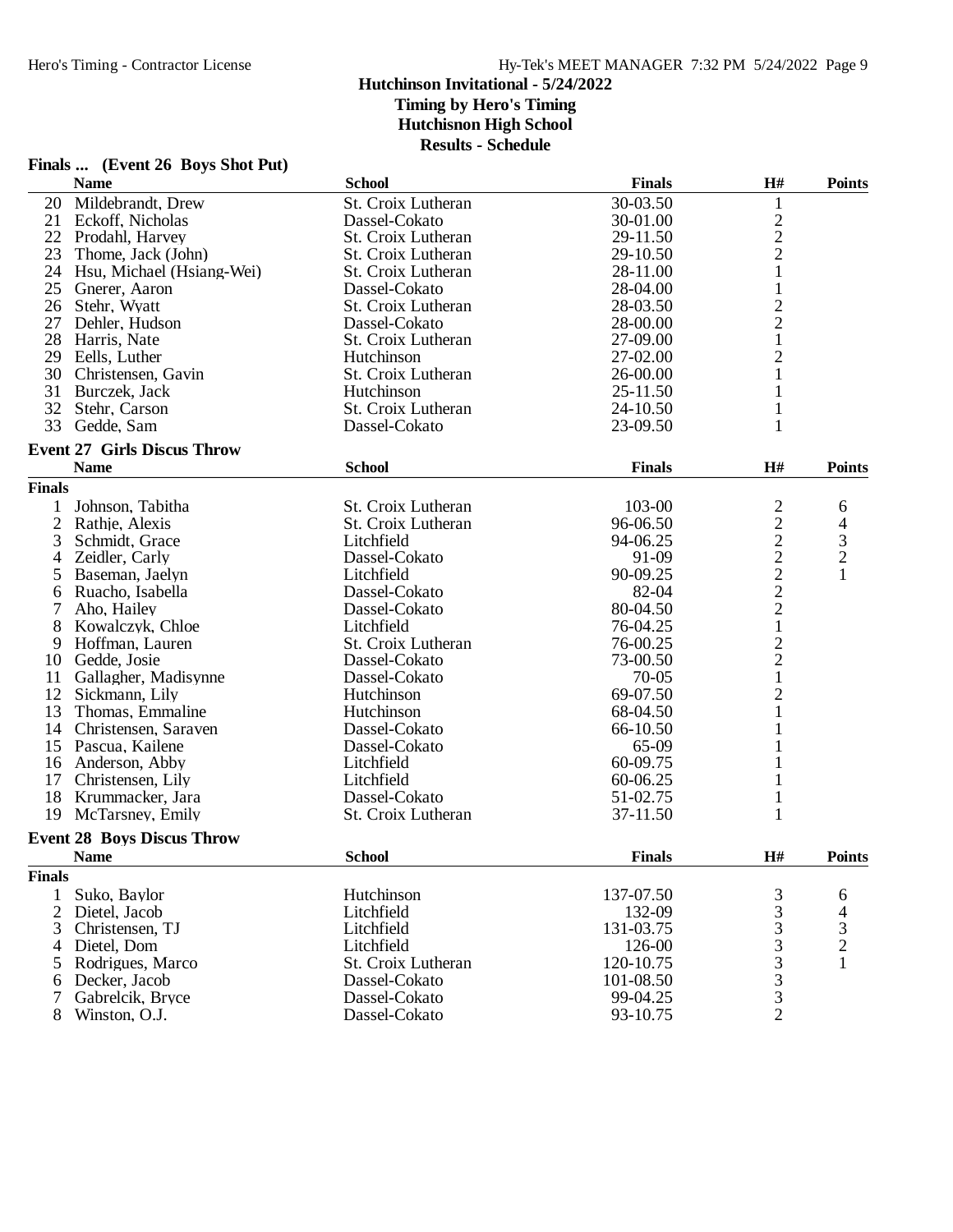# Hutchinson Invitational - 5/24/2022

**Timing by Hero's Timing**
**Hutchisnon High School**
**Results - Schedule**

## Finals ... (Event 26 Boys Shot Put)

| | Name | School | Finals | H# | Points |
|---|---|---|---|---|---|
| 20 | Mildebrandt, Drew | St. Croix Lutheran | 30-03.50 | 1 | |
| 21 | Eckoff, Nicholas | Dassel-Cokato | 30-01.00 | 2 | |
| 22 | Prodahl, Harvey | St. Croix Lutheran | 29-11.50 | 2 | |
| 23 | Thome, Jack (John) | St. Croix Lutheran | 29-10.50 | 2 | |
| 24 | Hsu, Michael (Hsiang-Wei) | St. Croix Lutheran | 28-11.00 | 1 | |
| 25 | Gnerer, Aaron | Dassel-Cokato | 28-04.00 | 1 | |
| 26 | Stehr, Wyatt | St. Croix Lutheran | 28-03.50 | 2 | |
| 27 | Dehler, Hudson | Dassel-Cokato | 28-00.00 | 2 | |
| 28 | Harris, Nate | St. Croix Lutheran | 27-09.00 | 1 | |
| 29 | Eells, Luther | Hutchinson | 27-02.00 | 2 | |
| 30 | Christensen, Gavin | St. Croix Lutheran | 26-00.00 | 1 | |
| 31 | Burczek, Jack | Hutchinson | 25-11.50 | 1 | |
| 32 | Stehr, Carson | St. Croix Lutheran | 24-10.50 | 1 | |
| 33 | Gedde, Sam | Dassel-Cokato | 23-09.50 | 1 | |

## Event 27 Girls Discus Throw

| | Name | School | Finals | H# | Points |
|---|---|---|---|---|---|
| **Finals** | | | | | |
| 1 | Johnson, Tabitha | St. Croix Lutheran | 103-00 | 2 | 6 |
| 2 | Rathje, Alexis | St. Croix Lutheran | 96-06.50 | 2 | 4 |
| 3 | Schmidt, Grace | Litchfield | 94-06.25 | 2 | 3 |
| 4 | Zeidler, Carly | Dassel-Cokato | 91-09 | 2 | 2 |
| 5 | Baseman, Jaelyn | Litchfield | 90-09.25 | 2 | 1 |
| 6 | Ruacho, Isabella | Dassel-Cokato | 82-04 | 2 | |
| 7 | Aho, Hailey | Dassel-Cokato | 80-04.50 | 2 | |
| 8 | Kowalczyk, Chloe | Litchfield | 76-04.25 | 1 | |
| 9 | Hoffman, Lauren | St. Croix Lutheran | 76-00.25 | 2 | |
| 10 | Gedde, Josie | Dassel-Cokato | 73-00.50 | 2 | |
| 11 | Gallagher, Madisynne | Dassel-Cokato | 70-05 | 1 | |
| 12 | Sickmann, Lily | Hutchinson | 69-07.50 | 2 | |
| 13 | Thomas, Emmaline | Hutchinson | 68-04.50 | 1 | |
| 14 | Christensen, Saraven | Dassel-Cokato | 66-10.50 | 1 | |
| 15 | Pascua, Kailene | Dassel-Cokato | 65-09 | 1 | |
| 16 | Anderson, Abby | Litchfield | 60-09.75 | 1 | |
| 17 | Christensen, Lily | Litchfield | 60-06.25 | 1 | |
| 18 | Krummacker, Jara | Dassel-Cokato | 51-02.75 | 1 | |
| 19 | McTarsney, Emily | St. Croix Lutheran | 37-11.50 | 1 | |

## Event 28 Boys Discus Throw

| | Name | School | Finals | H# | Points |
|---|---|---|---|---|---|
| **Finals** | | | | | |
| 1 | Suko, Baylor | Hutchinson | 137-07.50 | 3 | 6 |
| 2 | Dietel, Jacob | Litchfield | 132-09 | 3 | 4 |
| 3 | Christensen, TJ | Litchfield | 131-03.75 | 3 | 3 |
| 4 | Dietel, Dom | Litchfield | 126-00 | 3 | 2 |
| 5 | Rodrigues, Marco | St. Croix Lutheran | 120-10.75 | 3 | 1 |
| 6 | Decker, Jacob | Dassel-Cokato | 101-08.50 | 3 | |
| 7 | Gabrelcik, Bryce | Dassel-Cokato | 99-04.25 | 3 | |
| 8 | Winston, O.J. | Dassel-Cokato | 93-10.75 | 2 | |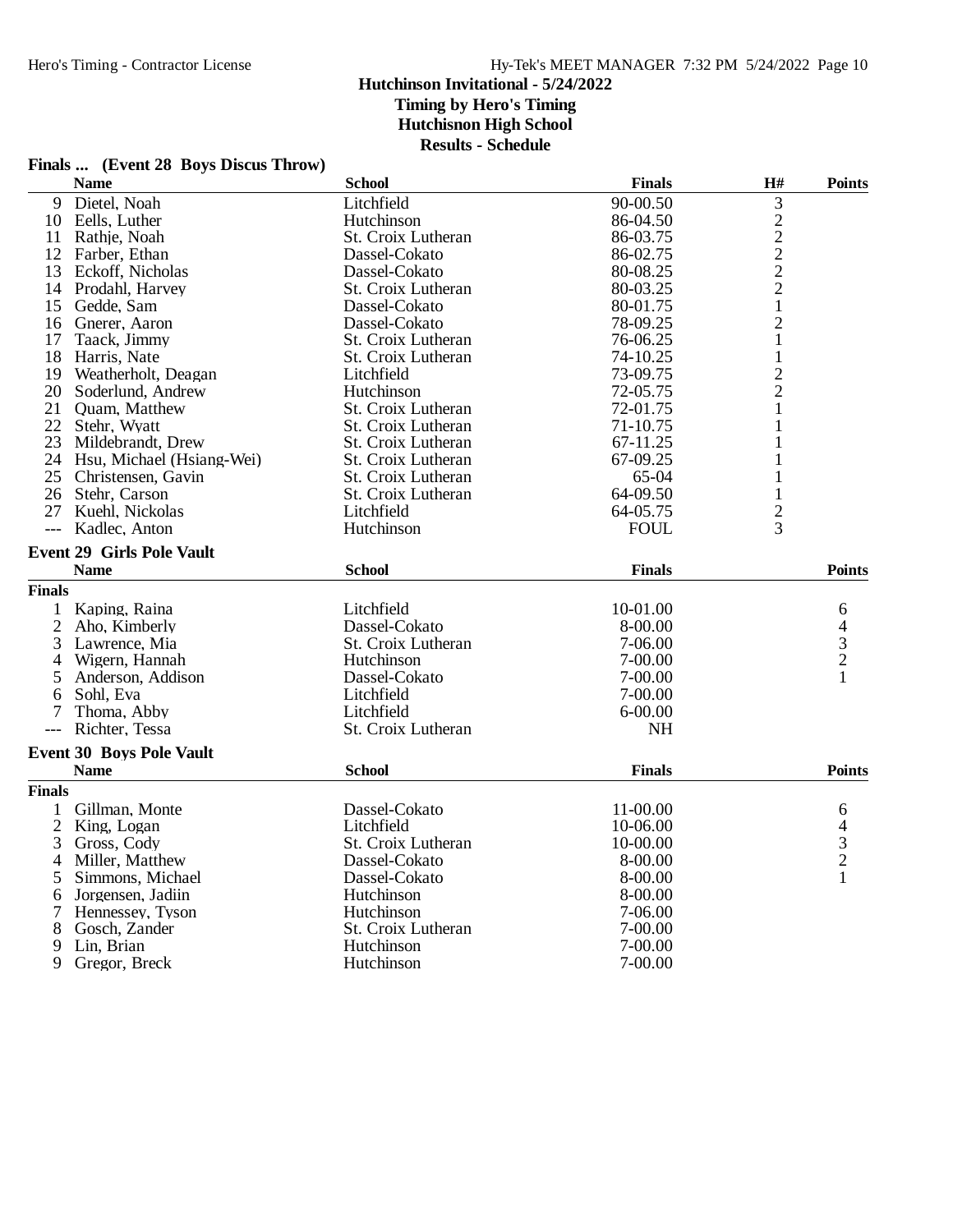# Hutchinson Invitational - 5/24/2022

**Timing by Hero's Timing**
**Hutchisnon High School**
**Results - Schedule**

## Finals ... (Event 28 Boys Discus Throw)

| | Name | School | Finals | H# | Points |
|---|---|---|---|---|---|
| 9 | Dietel, Noah | Litchfield | 90-00.50 | 3 | |
| 10 | Eells, Luther | Hutchinson | 86-04.50 | 2 | |
| 11 | Rathje, Noah | St. Croix Lutheran | 86-03.75 | 2 | |
| 12 | Farber, Ethan | Dassel-Cokato | 86-02.75 | 2 | |
| 13 | Eckoff, Nicholas | Dassel-Cokato | 80-08.25 | 2 | |
| 14 | Prodahl, Harvey | St. Croix Lutheran | 80-03.25 | 2 | |
| 15 | Gedde, Sam | Dassel-Cokato | 80-01.75 | 1 | |
| 16 | Gnerer, Aaron | Dassel-Cokato | 78-09.25 | 2 | |
| 17 | Taack, Jimmy | St. Croix Lutheran | 76-06.25 | 1 | |
| 18 | Harris, Nate | St. Croix Lutheran | 74-10.25 | 1 | |
| 19 | Weatherholt, Deagan | Litchfield | 73-09.75 | 2 | |
| 20 | Soderlund, Andrew | Hutchinson | 72-05.75 | 2 | |
| 21 | Quam, Matthew | St. Croix Lutheran | 72-01.75 | 1 | |
| 22 | Stehr, Wyatt | St. Croix Lutheran | 71-10.75 | 1 | |
| 23 | Mildebrandt, Drew | St. Croix Lutheran | 67-11.25 | 1 | |
| 24 | Hsu, Michael (Hsiang-Wei) | St. Croix Lutheran | 67-09.25 | 1 | |
| 25 | Christensen, Gavin | St. Croix Lutheran | 65-04 | 1 | |
| 26 | Stehr, Carson | St. Croix Lutheran | 64-09.50 | 1 | |
| 27 | Kuehl, Nickolas | Litchfield | 64-05.75 | 2 | |
| --- | Kadlec, Anton | Hutchinson | FOUL | 3 | |

## Event 29 Girls Pole Vault

**Finals**

| | Name | School | Finals | Points |
|---|---|---|---|---|
| 1 | Kaping, Raina | Litchfield | 10-01.00 | 6 |
| 2 | Aho, Kimberly | Dassel-Cokato | 8-00.00 | 4 |
| 3 | Lawrence, Mia | St. Croix Lutheran | 7-06.00 | 3 |
| 4 | Wigern, Hannah | Hutchinson | 7-00.00 | 2 |
| 5 | Anderson, Addison | Dassel-Cokato | 7-00.00 | 1 |
| 6 | Sohl, Eva | Litchfield | 7-00.00 | |
| 7 | Thoma, Abby | Litchfield | 6-00.00 | |
| --- | Richter, Tessa | St. Croix Lutheran | NH | |

## Event 30 Boys Pole Vault

**Finals**

| | Name | School | Finals | Points |
|---|---|---|---|---|
| 1 | Gillman, Monte | Dassel-Cokato | 11-00.00 | 6 |
| 2 | King, Logan | Litchfield | 10-06.00 | 4 |
| 3 | Gross, Cody | St. Croix Lutheran | 10-00.00 | 3 |
| 4 | Miller, Matthew | Dassel-Cokato | 8-00.00 | 2 |
| 5 | Simmons, Michael | Dassel-Cokato | 8-00.00 | 1 |
| 6 | Jorgensen, Jadiin | Hutchinson | 8-00.00 | |
| 7 | Hennessey, Tyson | Hutchinson | 7-06.00 | |
| 8 | Gosch, Zander | St. Croix Lutheran | 7-00.00 | |
| 9 | Lin, Brian | Hutchinson | 7-00.00 | |
| 9 | Gregor, Breck | Hutchinson | 7-00.00 | |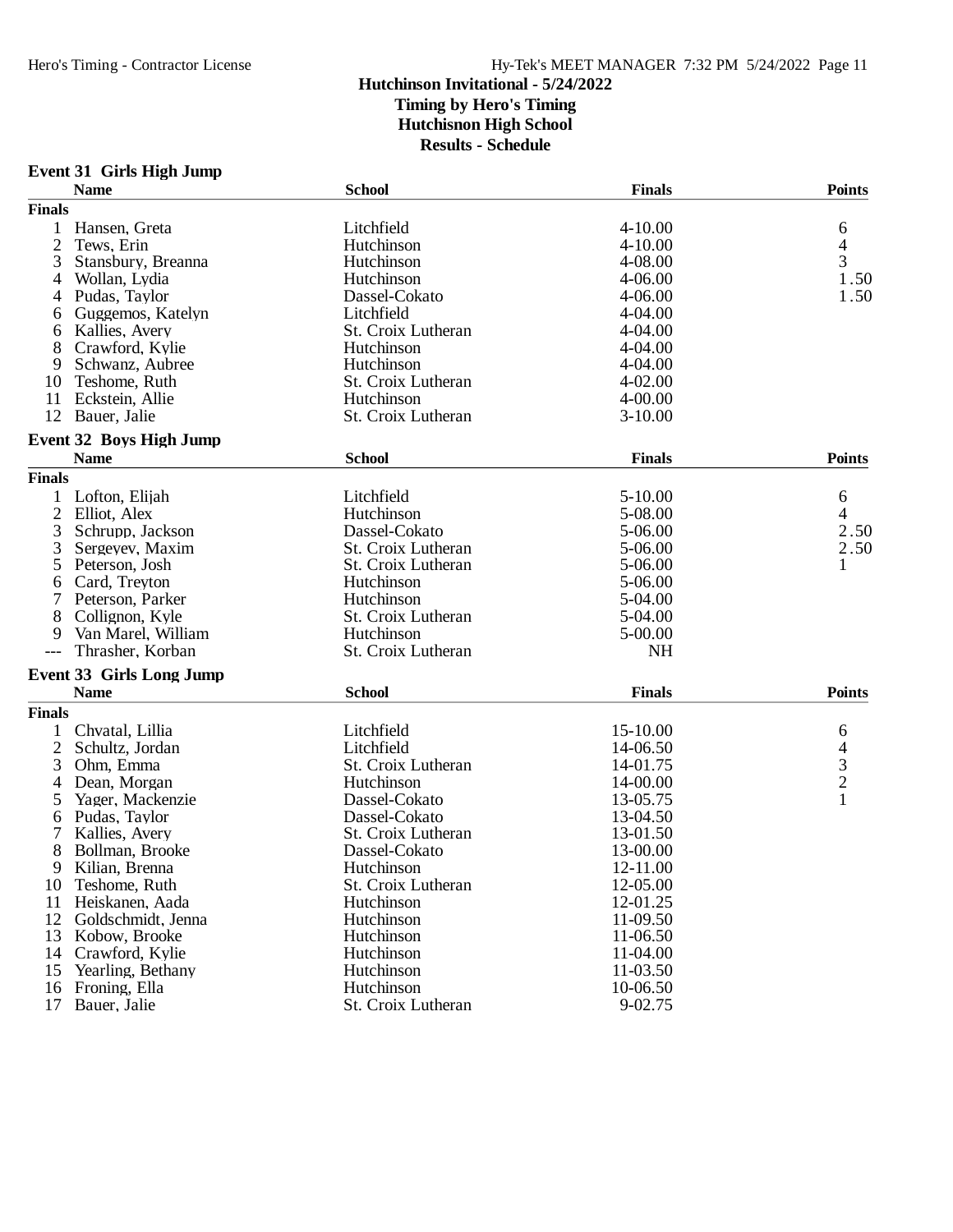# Hutchinson Invitational - 5/24/2022

**Timing by Hero's Timing**
**Hutchisnon High School**
**Results - Schedule**

## Event 31 Girls High Jump

| | Name | School | Finals | Points |
|---|---|---|---|---|
| **Finals** | | | | |
| 1 | Hansen, Greta | Litchfield | 4-10.00 | 6 |
| 2 | Tews, Erin | Hutchinson | 4-10.00 | 4 |
| 3 | Stansbury, Breanna | Hutchinson | 4-08.00 | 3 |
| 4 | Wollan, Lydia | Hutchinson | 4-06.00 | 1.50 |
| 4 | Pudas, Taylor | Dassel-Cokato | 4-06.00 | 1.50 |
| 6 | Guggemos, Katelyn | Litchfield | 4-04.00 | |
| 6 | Kallies, Avery | St. Croix Lutheran | 4-04.00 | |
| 8 | Crawford, Kylie | Hutchinson | 4-04.00 | |
| 9 | Schwanz, Aubree | Hutchinson | 4-04.00 | |
| 10 | Teshome, Ruth | St. Croix Lutheran | 4-02.00 | |
| 11 | Eckstein, Allie | Hutchinson | 4-00.00 | |
| 12 | Bauer, Jalie | St. Croix Lutheran | 3-10.00 | |

## Event 32 Boys High Jump

| | Name | School | Finals | Points |
|---|---|---|---|---|
| **Finals** | | | | |
| 1 | Lofton, Elijah | Litchfield | 5-10.00 | 6 |
| 2 | Elliot, Alex | Hutchinson | 5-08.00 | 4 |
| 3 | Schrupp, Jackson | Dassel-Cokato | 5-06.00 | 2.50 |
| 3 | Sergeyev, Maxim | St. Croix Lutheran | 5-06.00 | 2.50 |
| 5 | Peterson, Josh | St. Croix Lutheran | 5-06.00 | 1 |
| 6 | Card, Treyton | Hutchinson | 5-06.00 | |
| 7 | Peterson, Parker | Hutchinson | 5-04.00 | |
| 8 | Collignon, Kyle | St. Croix Lutheran | 5-04.00 | |
| 9 | Van Marel, William | Hutchinson | 5-00.00 | |
| --- | Thrasher, Korban | St. Croix Lutheran | NH | |

## Event 33 Girls Long Jump

| | Name | School | Finals | Points |
|---|---|---|---|---|
| **Finals** | | | | |
| 1 | Chvatal, Lillia | Litchfield | 15-10.00 | 6 |
| 2 | Schultz, Jordan | Litchfield | 14-06.50 | 4 |
| 3 | Ohm, Emma | St. Croix Lutheran | 14-01.75 | 3 |
| 4 | Dean, Morgan | Hutchinson | 14-00.00 | 2 |
| 5 | Yager, Mackenzie | Dassel-Cokato | 13-05.75 | 1 |
| 6 | Pudas, Taylor | Dassel-Cokato | 13-04.50 | |
| 7 | Kallies, Avery | St. Croix Lutheran | 13-01.50 | |
| 8 | Bollman, Brooke | Dassel-Cokato | 13-00.00 | |
| 9 | Kilian, Brenna | Hutchinson | 12-11.00 | |
| 10 | Teshome, Ruth | St. Croix Lutheran | 12-05.00 | |
| 11 | Heiskanen, Aada | Hutchinson | 12-01.25 | |
| 12 | Goldschmidt, Jenna | Hutchinson | 11-09.50 | |
| 13 | Kobow, Brooke | Hutchinson | 11-06.50 | |
| 14 | Crawford, Kylie | Hutchinson | 11-04.00 | |
| 15 | Yearling, Bethany | Hutchinson | 11-03.50 | |
| 16 | Froning, Ella | Hutchinson | 10-06.50 | |
| 17 | Bauer, Jalie | St. Croix Lutheran | 9-02.75 | |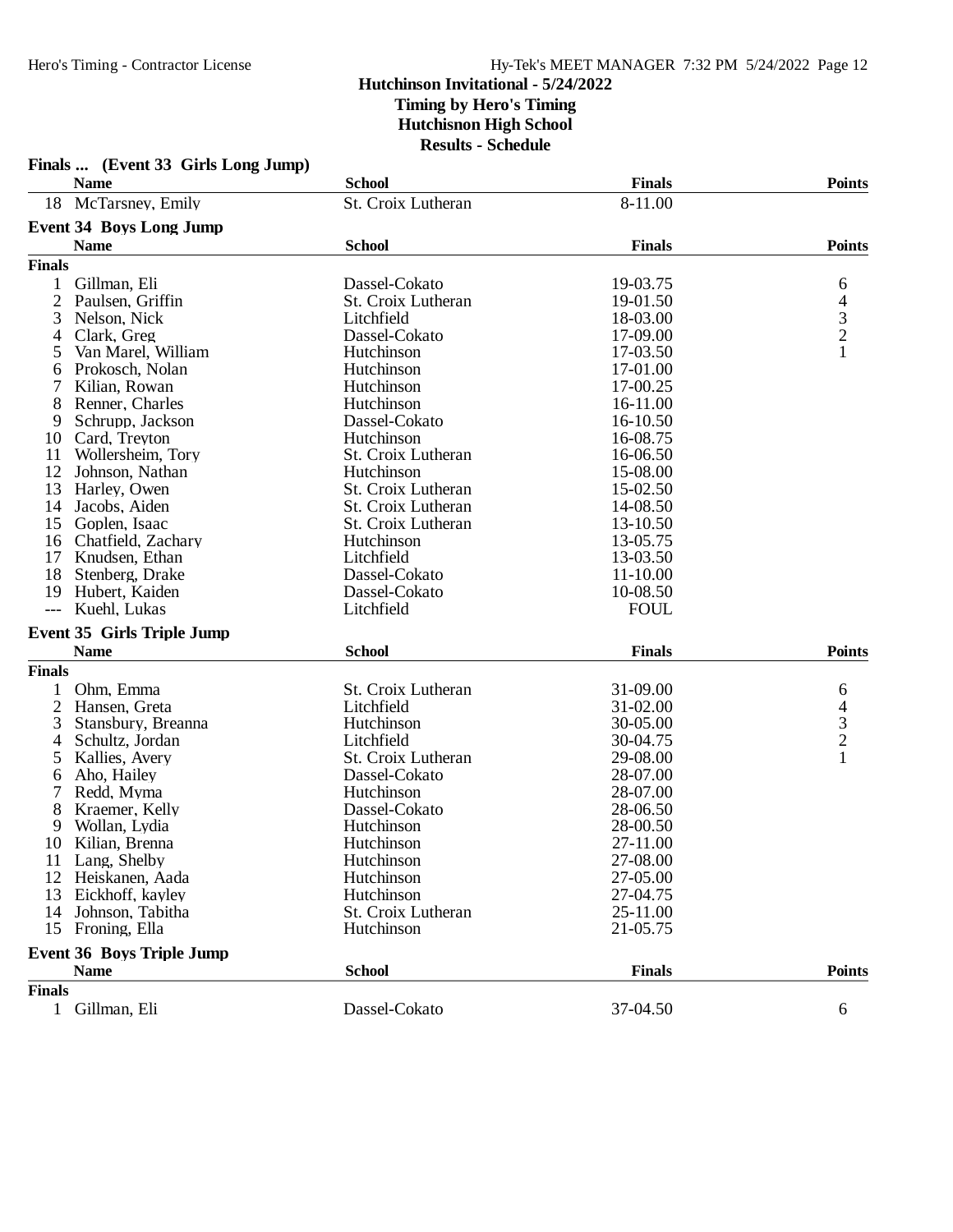## Hutchinson Invitational - 5/24/2022
**Timing by Hero's Timing**
**Hutchisnon High School**
**Results - Schedule**

### Finals ... (Event 33 Girls Long Jump)

| | Name | School | Finals | Points |
|---|---|---|---|---|
| 18 | McTarsney, Emily | St. Croix Lutheran | 8-11.00 | |

### Event 34 Boys Long Jump

| | Name | School | Finals | Points |
|---|---|---|---|---|
| **Finals** | | | | |
| 1 | Gillman, Eli | Dassel-Cokato | 19-03.75 | 6 |
| 2 | Paulsen, Griffin | St. Croix Lutheran | 19-01.50 | 4 |
| 3 | Nelson, Nick | Litchfield | 18-03.00 | 3 |
| 4 | Clark, Greg | Dassel-Cokato | 17-09.00 | 2 |
| 5 | Van Marel, William | Hutchinson | 17-03.50 | 1 |
| 6 | Prokosch, Nolan | Hutchinson | 17-01.00 | |
| 7 | Kilian, Rowan | Hutchinson | 17-00.25 | |
| 8 | Renner, Charles | Hutchinson | 16-11.00 | |
| 9 | Schrupp, Jackson | Dassel-Cokato | 16-10.50 | |
| 10 | Card, Treyton | Hutchinson | 16-08.75 | |
| 11 | Wollersheim, Tory | St. Croix Lutheran | 16-06.50 | |
| 12 | Johnson, Nathan | Hutchinson | 15-08.00 | |
| 13 | Harley, Owen | St. Croix Lutheran | 15-02.50 | |
| 14 | Jacobs, Aiden | St. Croix Lutheran | 14-08.50 | |
| 15 | Goplen, Isaac | St. Croix Lutheran | 13-10.50 | |
| 16 | Chatfield, Zachary | Hutchinson | 13-05.75 | |
| 17 | Knudsen, Ethan | Litchfield | 13-03.50 | |
| 18 | Stenberg, Drake | Dassel-Cokato | 11-10.00 | |
| 19 | Hubert, Kaiden | Dassel-Cokato | 10-08.50 | |
| --- | Kuehl, Lukas | Litchfield | FOUL | |

### Event 35 Girls Triple Jump

| | Name | School | Finals | Points |
|---|---|---|---|---|
| **Finals** | | | | |
| 1 | Ohm, Emma | St. Croix Lutheran | 31-09.00 | 6 |
| 2 | Hansen, Greta | Litchfield | 31-02.00 | 4 |
| 3 | Stansbury, Breanna | Hutchinson | 30-05.00 | 3 |
| 4 | Schultz, Jordan | Litchfield | 30-04.75 | 2 |
| 5 | Kallies, Avery | St. Croix Lutheran | 29-08.00 | 1 |
| 6 | Aho, Hailey | Dassel-Cokato | 28-07.00 | |
| 7 | Redd, Myma | Hutchinson | 28-07.00 | |
| 8 | Kraemer, Kelly | Dassel-Cokato | 28-06.50 | |
| 9 | Wollan, Lydia | Hutchinson | 28-00.50 | |
| 10 | Kilian, Brenna | Hutchinson | 27-11.00 | |
| 11 | Lang, Shelby | Hutchinson | 27-08.00 | |
| 12 | Heiskanen, Aada | Hutchinson | 27-05.00 | |
| 13 | Eickhoff, kayley | Hutchinson | 27-04.75 | |
| 14 | Johnson, Tabitha | St. Croix Lutheran | 25-11.00 | |
| 15 | Froning, Ella | Hutchinson | 21-05.75 | |

### Event 36 Boys Triple Jump

| | Name | School | Finals | Points |
|---|---|---|---|---|
| **Finals** | | | | |
| 1 | Gillman, Eli | Dassel-Cokato | 37-04.50 | 6 |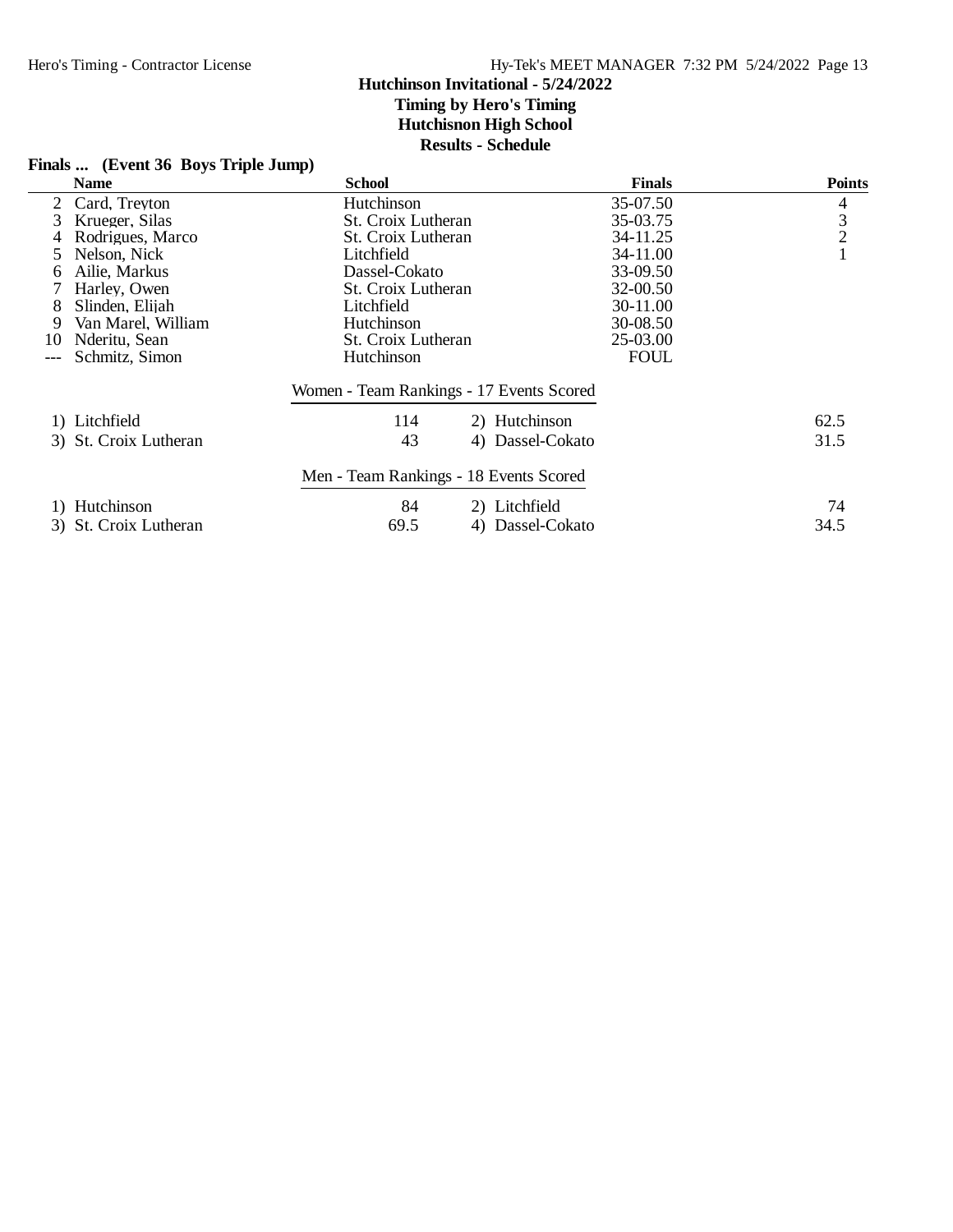Hutchinson Invitational - 5/24/2022
Timing by Hero's Timing
Hutchisnon High School
Results - Schedule

### Finals ... (Event 36 Boys Triple Jump)

| | Name | School | Finals | Points |
|---|---|---|---|---|
| 2 | Card, Treyton | Hutchinson | 35-07.50 | 4 |
| 3 | Krueger, Silas | St. Croix Lutheran | 35-03.75 | 3 |
| 4 | Rodrigues, Marco | St. Croix Lutheran | 34-11.25 | 2 |
| 5 | Nelson, Nick | Litchfield | 34-11.00 | 1 |
| 6 | Ailie, Markus | Dassel-Cokato | 33-09.50 | |
| 7 | Harley, Owen | St. Croix Lutheran | 32-00.50 | |
| 8 | Slinden, Elijah | Litchfield | 30-11.00 | |
| 9 | Van Marel, William | Hutchinson | 30-08.50 | |
| 10 | Nderitu, Sean | St. Croix Lutheran | 25-03.00 | |
| --- | Schmitz, Simon | Hutchinson | FOUL | |

### Women - Team Rankings - 17 Events Scored

| | | | |
|---|---|---|---|
| 1) Litchfield | 114 | 2) Hutchinson | 62.5 |
| 3) St. Croix Lutheran | 43 | 4) Dassel-Cokato | 31.5 |

### Men - Team Rankings - 18 Events Scored

| | | | |
|---|---|---|---|
| 1) Hutchinson | 84 | 2) Litchfield | 74 |
| 3) St. Croix Lutheran | 69.5 | 4) Dassel-Cokato | 34.5 |